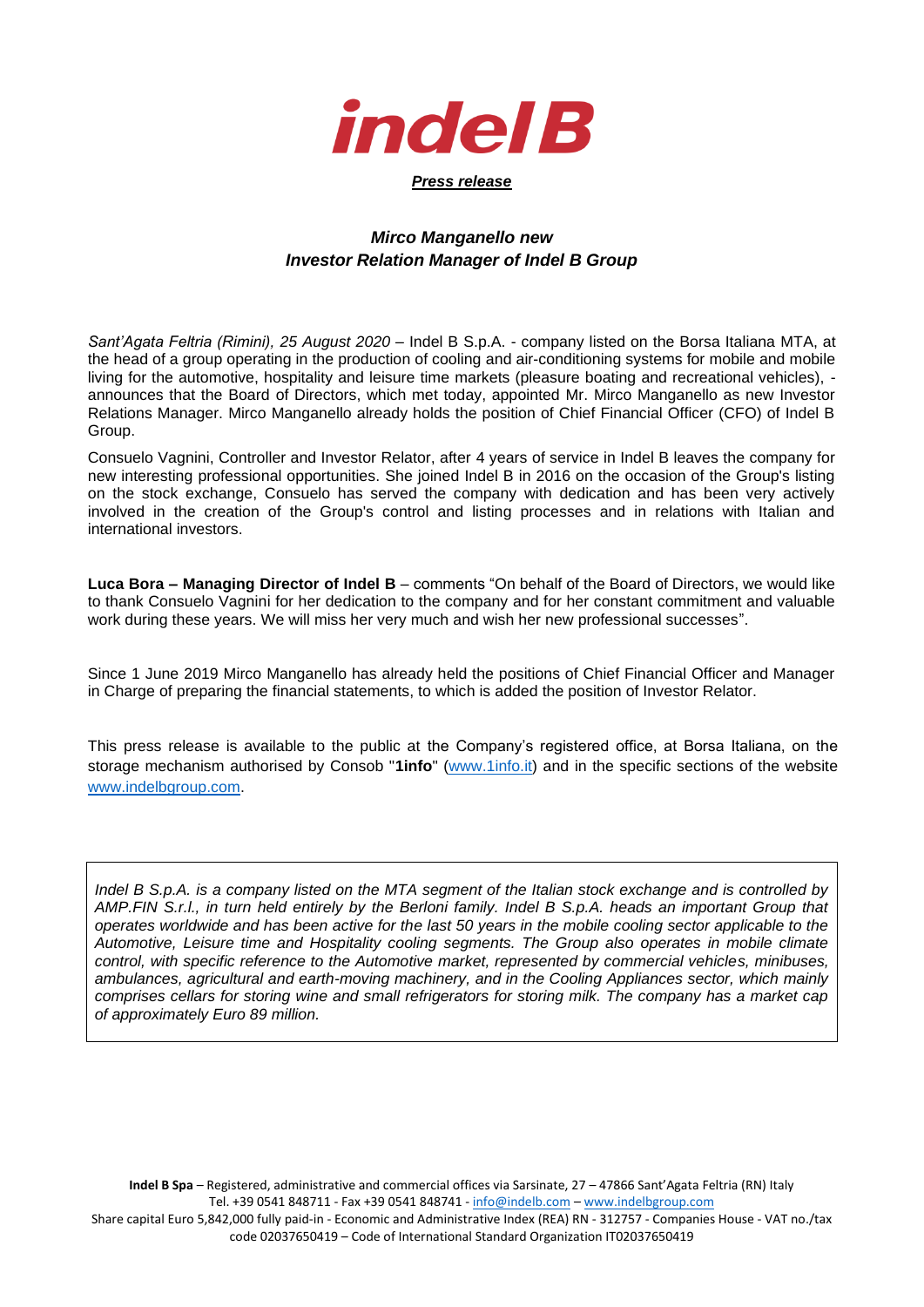**indel B**

***Press release***

## *Mirco Manganello new Investor Relation Manager of Indel B Group*

*Sant'Agata Feltria (Rimini), 25 August 2020* – Indel B S.p.A. - company listed on the Borsa Italiana MTA, at the head of a group operating in the production of cooling and air-conditioning systems for mobile and mobile living for the automotive, hospitality and leisure time markets (pleasure boating and recreational vehicles), - announces that the Board of Directors, which met today, appointed Mr. Mirco Manganello as new Investor Relations Manager. Mirco Manganello already holds the position of Chief Financial Officer (CFO) of Indel B Group.

Consuelo Vagnini, Controller and Investor Relator, after 4 years of service in Indel B leaves the company for new interesting professional opportunities. She joined Indel B in 2016 on the occasion of the Group's listing on the stock exchange, Consuelo has served the company with dedication and has been very actively involved in the creation of the Group's control and listing processes and in relations with Italian and international investors.

**Luca Bora – Managing Director of Indel B** – comments "On behalf of the Board of Directors, we would like to thank Consuelo Vagnini for her dedication to the company and for her constant commitment and valuable work during these years. We will miss her very much and wish her new professional successes".

Since 1 June 2019 Mirco Manganello has already held the positions of Chief Financial Officer and Manager in Charge of preparing the financial statements, to which is added the position of Investor Relator.

This press release is available to the public at the Company's registered office, at Borsa Italiana, on the storage mechanism authorised by Consob "**1info**" (www.1info.it) and in the specific sections of the website www.indelbgroup.com.

*Indel B S.p.A. is a company listed on the MTA segment of the Italian stock exchange and is controlled by AMP.FIN S.r.l., in turn held entirely by the Berloni family. Indel B S.p.A. heads an important Group that operates worldwide and has been active for the last 50 years in the mobile cooling sector applicable to the Automotive, Leisure time and Hospitality cooling segments. The Group also operates in mobile climate control, with specific reference to the Automotive market, represented by commercial vehicles, minibuses, ambulances, agricultural and earth-moving machinery, and in the Cooling Appliances sector, which mainly comprises cellars for storing wine and small refrigerators for storing milk. The company has a market cap of approximately Euro 89 million.*

**Indel B Spa** – Registered, administrative and commercial offices via Sarsinate, 27 – 47866 Sant'Agata Feltria (RN) Italy
Tel. +39 0541 848711 - Fax +39 0541 848741 - info@indelb.com – www.indelbgroup.com
Share capital Euro 5,842,000 fully paid-in - Economic and Administrative Index (REA) RN - 312757 - Companies House - VAT no./tax code 02037650419 – Code of International Standard Organization IT02037650419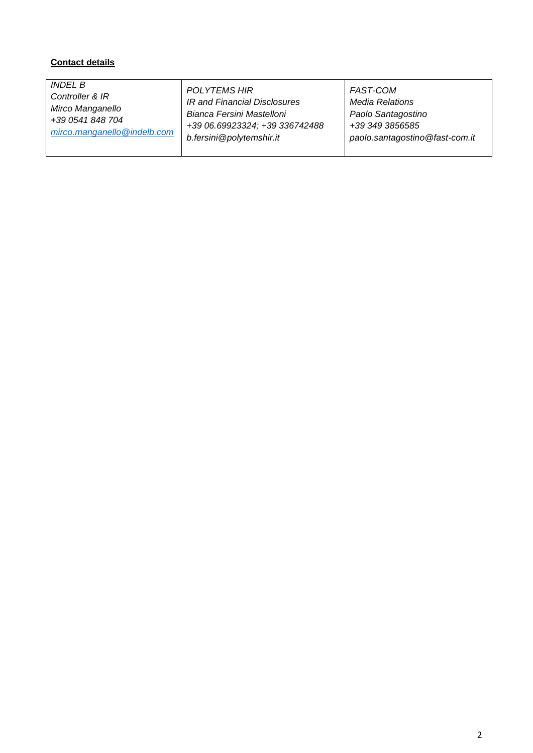**Contact details**

| | | |
|---|---|---|
| *INDEL B*<br>*Controller & IR*<br>*Mirco Manganello*<br>*+39 0541 848 704*<br>*mirco.manganello@indelb.com* | *POLYTEMS HIR*<br>*IR and Financial Disclosures*<br>*Bianca Fersini Mastelloni*<br>*+39 06.69923324; +39 336742488*<br>*b.fersini@polytemshir.it* | *FAST-COM*<br>*Media Relations*<br>*Paolo Santagostino*<br>*+39 349 3856585*<br>*paolo.santagostino@fast-com.it* |